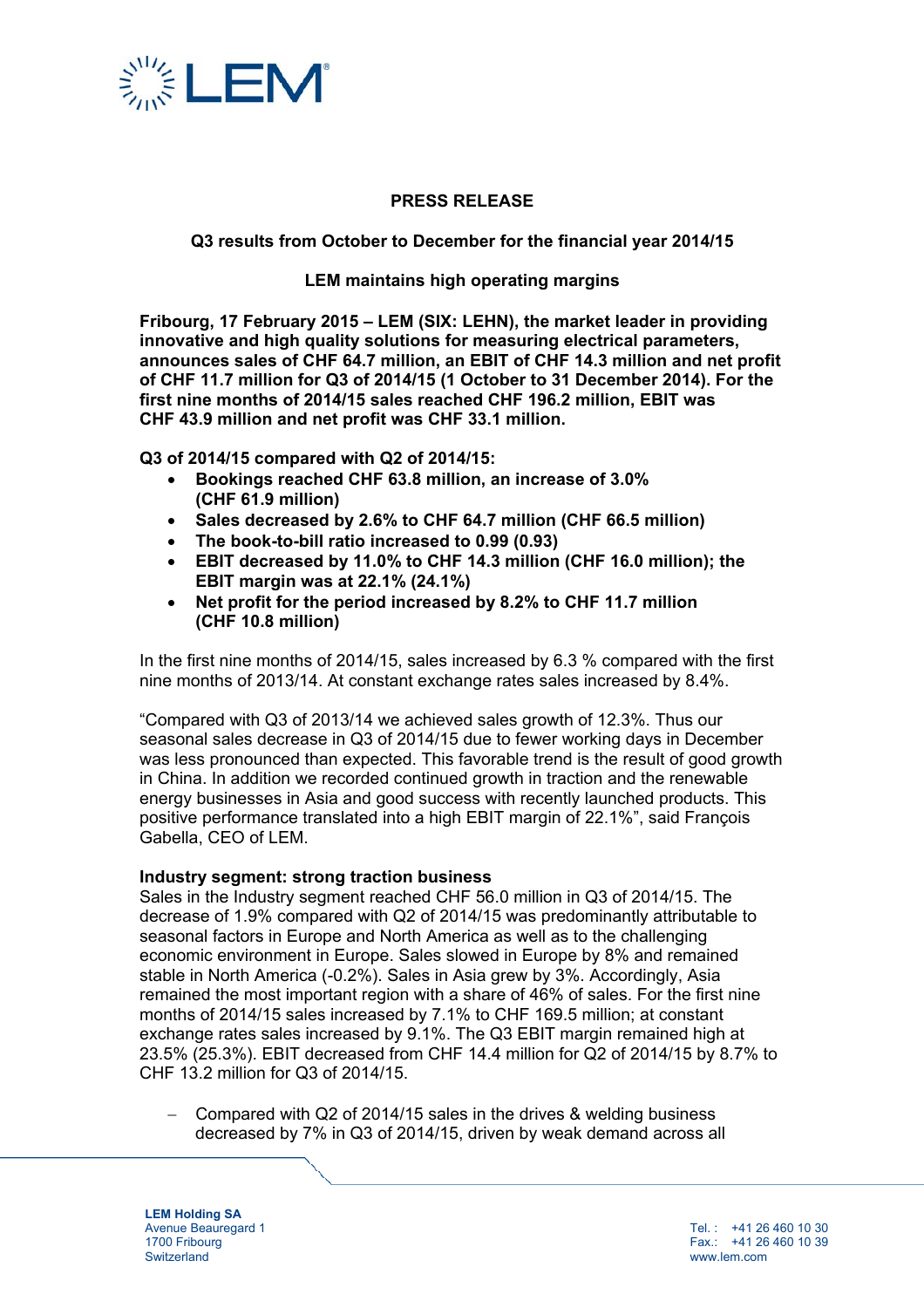**PRESS RELEASE**

**Q3 results from October to December for the financial year 2014/15**

**LEM maintains high operating margins**

**Fribourg, 17 February 2015 – LEM (SIX: LEHN), the market leader in providing innovative and high quality solutions for measuring electrical parameters, announces sales of CHF 64.7 million, an EBIT of CHF 14.3 million and net profit of CHF 11.7 million for Q3 of 2014/15 (1 October to 31 December 2014). For the first nine months of 2014/15 sales reached CHF 196.2 million, EBIT was CHF 43.9 million and net profit was CHF 33.1 million.**

**Q3 of 2014/15 compared with Q2 of 2014/15:**

- **Bookings reached CHF 63.8 million, an increase of 3.0% (CHF 61.9 million)**
- **Sales decreased by 2.6% to CHF 64.7 million (CHF 66.5 million)**
- **The book-to-bill ratio increased to 0.99 (0.93)**
- **EBIT decreased by 11.0% to CHF 14.3 million (CHF 16.0 million); the EBIT margin was at 22.1% (24.1%)**
- **Net profit for the period increased by 8.2% to CHF 11.7 million (CHF 10.8 million)**

In the first nine months of 2014/15, sales increased by 6.3 % compared with the first nine months of 2013/14. At constant exchange rates sales increased by 8.4%.

"Compared with Q3 of 2013/14 we achieved sales growth of 12.3%. Thus our seasonal sales decrease in Q3 of 2014/15 due to fewer working days in December was less pronounced than expected. This favorable trend is the result of good growth in China. In addition we recorded continued growth in traction and the renewable energy businesses in Asia and good success with recently launched products. This positive performance translated into a high EBIT margin of 22.1%", said François Gabella, CEO of LEM.

**Industry segment: strong traction business**

Sales in the Industry segment reached CHF 56.0 million in Q3 of 2014/15. The decrease of 1.9% compared with Q2 of 2014/15 was predominantly attributable to seasonal factors in Europe and North America as well as to the challenging economic environment in Europe. Sales slowed in Europe by 8% and remained stable in North America (-0.2%). Sales in Asia grew by 3%. Accordingly, Asia remained the most important region with a share of 46% of sales. For the first nine months of 2014/15 sales increased by 7.1% to CHF 169.5 million; at constant exchange rates sales increased by 9.1%. The Q3 EBIT margin remained high at 23.5% (25.3%). EBIT decreased from CHF 14.4 million for Q2 of 2014/15 by 8.7% to CHF 13.2 million for Q3 of 2014/15.

- Compared with Q2 of 2014/15 sales in the drives & welding business decreased by 7% in Q3 of 2014/15, driven by weak demand across all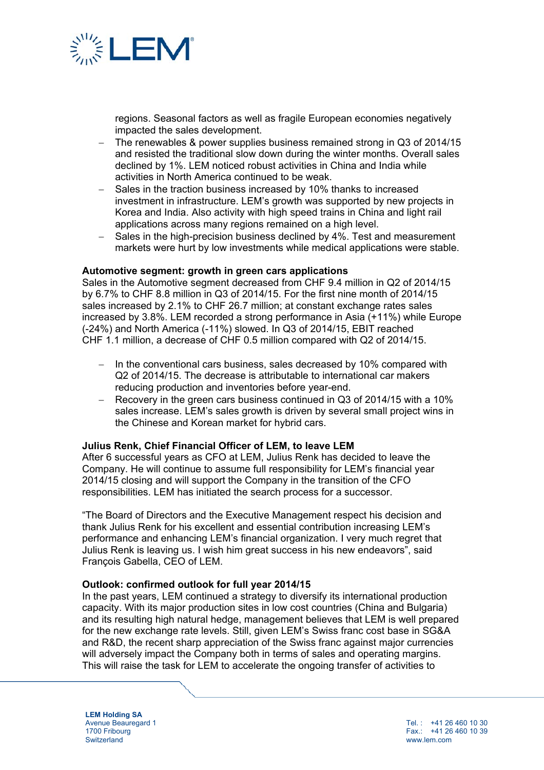regions. Seasonal factors as well as fragile European economies negatively impacted the sales development.

- The renewables & power supplies business remained strong in Q3 of 2014/15 and resisted the traditional slow down during the winter months. Overall sales declined by 1%. LEM noticed robust activities in China and India while activities in North America continued to be weak.
- Sales in the traction business increased by 10% thanks to increased investment in infrastructure. LEM's growth was supported by new projects in Korea and India. Also activity with high speed trains in China and light rail applications across many regions remained on a high level.
- Sales in the high-precision business declined by 4%. Test and measurement markets were hurt by low investments while medical applications were stable.

**Automotive segment: growth in green cars applications**

Sales in the Automotive segment decreased from CHF 9.4 million in Q2 of 2014/15 by 6.7% to CHF 8.8 million in Q3 of 2014/15. For the first nine month of 2014/15 sales increased by 2.1% to CHF 26.7 million; at constant exchange rates sales increased by 3.8%. LEM recorded a strong performance in Asia (+11%) while Europe (-24%) and North America (-11%) slowed. In Q3 of 2014/15, EBIT reached CHF 1.1 million, a decrease of CHF 0.5 million compared with Q2 of 2014/15.

- In the conventional cars business, sales decreased by 10% compared with Q2 of 2014/15. The decrease is attributable to international car makers reducing production and inventories before year-end.
- Recovery in the green cars business continued in Q3 of 2014/15 with a 10% sales increase. LEM's sales growth is driven by several small project wins in the Chinese and Korean market for hybrid cars.

**Julius Renk, Chief Financial Officer of LEM, to leave LEM**

After 6 successful years as CFO at LEM, Julius Renk has decided to leave the Company. He will continue to assume full responsibility for LEM's financial year 2014/15 closing and will support the Company in the transition of the CFO responsibilities. LEM has initiated the search process for a successor.

"The Board of Directors and the Executive Management respect his decision and thank Julius Renk for his excellent and essential contribution increasing LEM's performance and enhancing LEM's financial organization. I very much regret that Julius Renk is leaving us. I wish him great success in his new endeavors", said François Gabella, CEO of LEM.

**Outlook: confirmed outlook for full year 2014/15**

In the past years, LEM continued a strategy to diversify its international production capacity. With its major production sites in low cost countries (China and Bulgaria) and its resulting high natural hedge, management believes that LEM is well prepared for the new exchange rate levels. Still, given LEM's Swiss franc cost base in SG&A and R&D, the recent sharp appreciation of the Swiss franc against major currencies will adversely impact the Company both in terms of sales and operating margins. This will raise the task for LEM to accelerate the ongoing transfer of activities to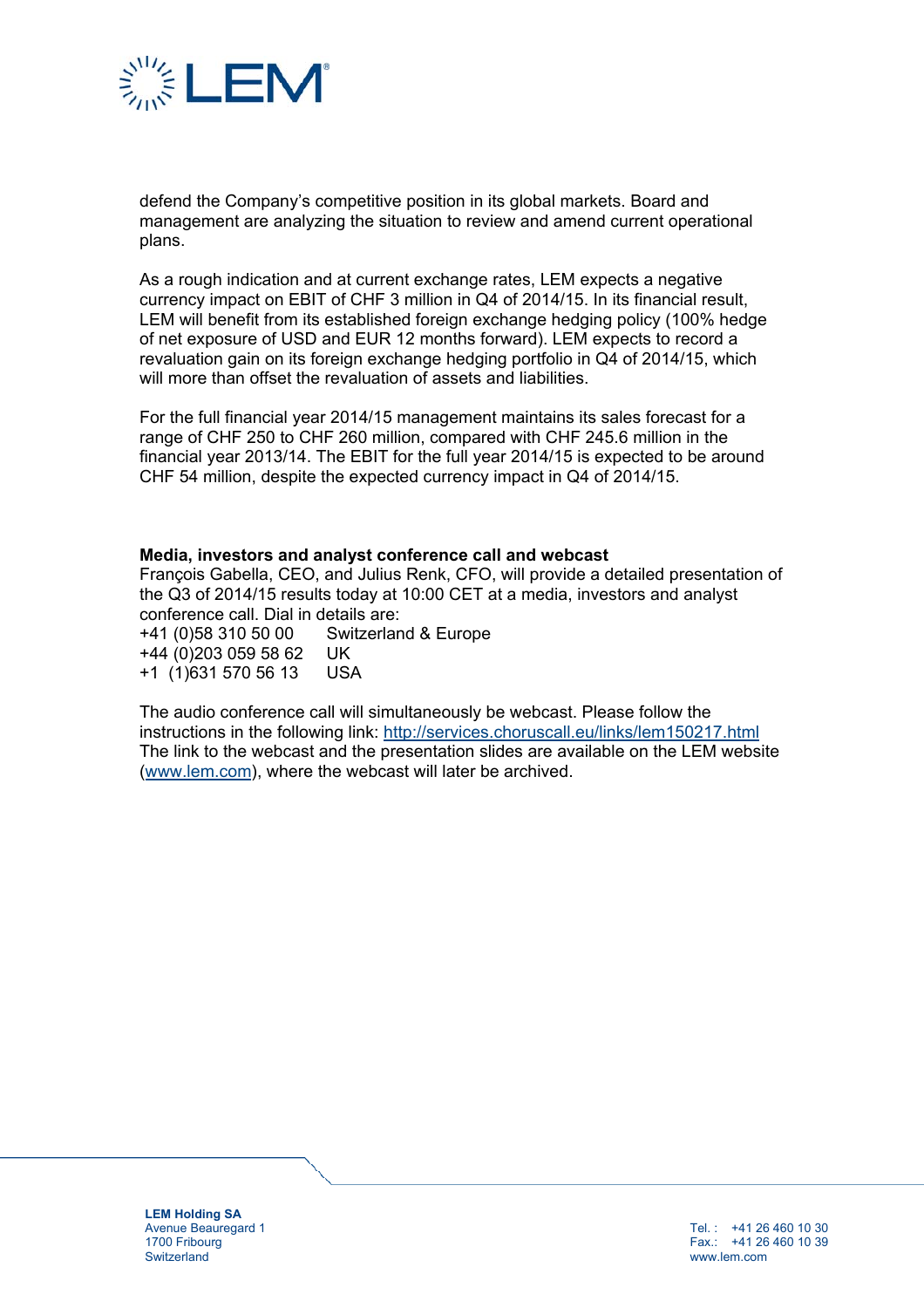defend the Company's competitive position in its global markets. Board and management are analyzing the situation to review and amend current operational plans.

As a rough indication and at current exchange rates, LEM expects a negative currency impact on EBIT of CHF 3 million in Q4 of 2014/15. In its financial result, LEM will benefit from its established foreign exchange hedging policy (100% hedge of net exposure of USD and EUR 12 months forward). LEM expects to record a revaluation gain on its foreign exchange hedging portfolio in Q4 of 2014/15, which will more than offset the revaluation of assets and liabilities.

For the full financial year 2014/15 management maintains its sales forecast for a range of CHF 250 to CHF 260 million, compared with CHF 245.6 million in the financial year 2013/14. The EBIT for the full year 2014/15 is expected to be around CHF 54 million, despite the expected currency impact in Q4 of 2014/15.

**Media, investors and analyst conference call and webcast**

François Gabella, CEO, and Julius Renk, CFO, will provide a detailed presentation of the Q3 of 2014/15 results today at 10:00 CET at a media, investors and analyst conference call. Dial in details are:

+41 (0)58 310 50 00 Switzerland & Europe
+44 (0)203 059 58 62 UK
+1 (1)631 570 56 13 USA

The audio conference call will simultaneously be webcast. Please follow the instructions in the following link: http://services.choruscall.eu/links/lem150217.html
The link to the webcast and the presentation slides are available on the LEM website (www.lem.com), where the webcast will later be archived.

**LEM Holding SA**
Avenue Beauregard 1
1700 Fribourg
Switzerland

Tel. : +41 26 460 10 30
Fax.: +41 26 460 10 39
www.lem.com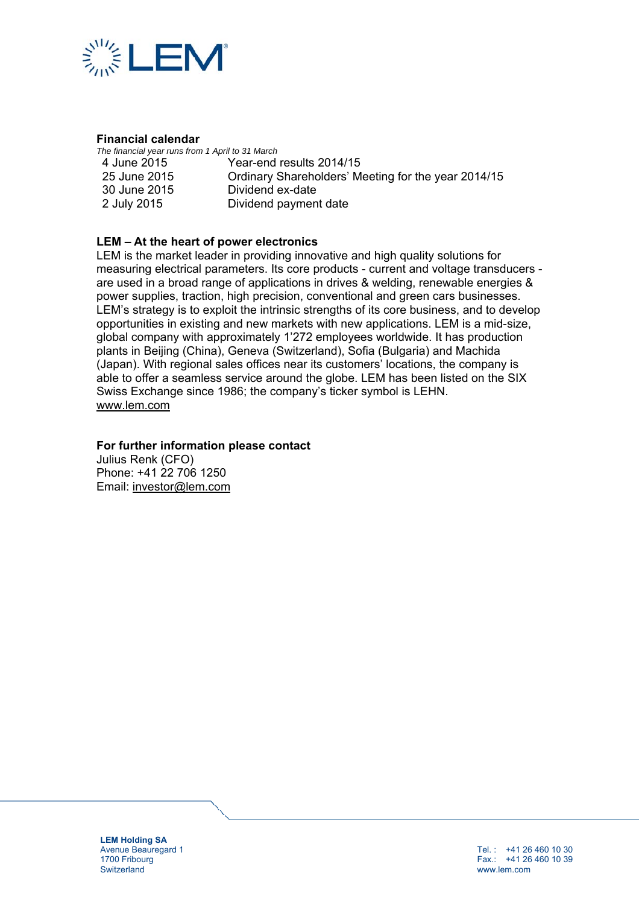## Financial calendar

*The financial year runs from 1 April to 31 March*

| | |
|---|---|
| 4 June 2015 | Year-end results 2014/15 |
| 25 June 2015 | Ordinary Shareholders' Meeting for the year 2014/15 |
| 30 June 2015 | Dividend ex-date |
| 2 July 2015 | Dividend payment date |

## LEM – At the heart of power electronics

LEM is the market leader in providing innovative and high quality solutions for measuring electrical parameters. Its core products - current and voltage transducers - are used in a broad range of applications in drives & welding, renewable energies & power supplies, traction, high precision, conventional and green cars businesses. LEM's strategy is to exploit the intrinsic strengths of its core business, and to develop opportunities in existing and new markets with new applications. LEM is a mid-size, global company with approximately 1'272 employees worldwide. It has production plants in Beijing (China), Geneva (Switzerland), Sofia (Bulgaria) and Machida (Japan). With regional sales offices near its customers' locations, the company is able to offer a seamless service around the globe. LEM has been listed on the SIX Swiss Exchange since 1986; the company's ticker symbol is LEHN.
www.lem.com

## For further information please contact

Julius Renk (CFO)
Phone: +41 22 706 1250
Email: investor@lem.com

**LEM Holding SA**
Avenue Beauregard 1
1700 Fribourg
Switzerland

Tel. : +41 26 460 10 30
Fax.: +41 26 460 10 39
www.lem.com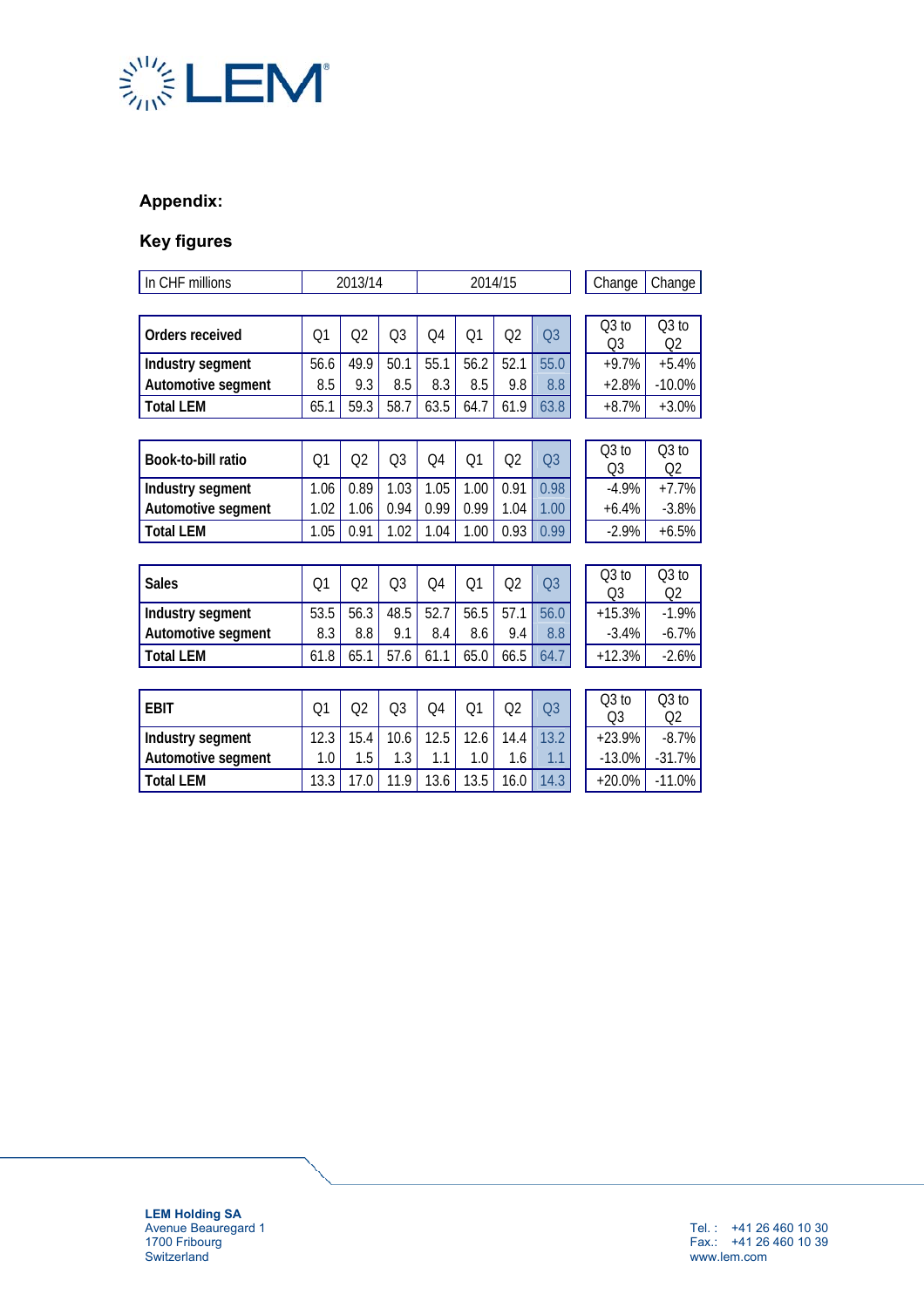## Appendix:

## Key figures

| In CHF millions | 2013/14 | | | | 2014/15 | | | Change | Change |
|---|---|---|---|---|---|---|---|---|---|
| **Orders received** | Q1 | Q2 | Q3 | Q4 | Q1 | Q2 | Q3 | Q3 to Q3 | Q3 to Q2 |
| **Industry segment** | 56.6 | 49.9 | 50.1 | 55.1 | 56.2 | 52.1 | 55.0 | +9.7% | +5.4% |
| **Automotive segment** | 8.5 | 9.3 | 8.5 | 8.3 | 8.5 | 9.8 | 8.8 | +2.8% | -10.0% |
| **Total LEM** | 65.1 | 59.3 | 58.7 | 63.5 | 64.7 | 61.9 | 63.8 | +8.7% | +3.0% |
| **Book-to-bill ratio** | Q1 | Q2 | Q3 | Q4 | Q1 | Q2 | Q3 | Q3 to Q3 | Q3 to Q2 |
| **Industry segment** | 1.06 | 0.89 | 1.03 | 1.05 | 1.00 | 0.91 | 0.98 | -4.9% | +7.7% |
| **Automotive segment** | 1.02 | 1.06 | 0.94 | 0.99 | 0.99 | 1.04 | 1.00 | +6.4% | -3.8% |
| **Total LEM** | 1.05 | 0.91 | 1.02 | 1.04 | 1.00 | 0.93 | 0.99 | -2.9% | +6.5% |
| **Sales** | Q1 | Q2 | Q3 | Q4 | Q1 | Q2 | Q3 | Q3 to Q3 | Q3 to Q2 |
| **Industry segment** | 53.5 | 56.3 | 48.5 | 52.7 | 56.5 | 57.1 | 56.0 | +15.3% | -1.9% |
| **Automotive segment** | 8.3 | 8.8 | 9.1 | 8.4 | 8.6 | 9.4 | 8.8 | -3.4% | -6.7% |
| **Total LEM** | 61.8 | 65.1 | 57.6 | 61.1 | 65.0 | 66.5 | 64.7 | +12.3% | -2.6% |
| **EBIT** | Q1 | Q2 | Q3 | Q4 | Q1 | Q2 | Q3 | Q3 to Q3 | Q3 to Q2 |
| **Industry segment** | 12.3 | 15.4 | 10.6 | 12.5 | 12.6 | 14.4 | 13.2 | +23.9% | -8.7% |
| **Automotive segment** | 1.0 | 1.5 | 1.3 | 1.1 | 1.0 | 1.6 | 1.1 | -13.0% | -31.7% |
| **Total LEM** | 13.3 | 17.0 | 11.9 | 13.6 | 13.5 | 16.0 | 14.3 | +20.0% | -11.0% |

**LEM Holding SA**
Avenue Beauregard 1
1700 Fribourg
Switzerland

Tel. : +41 26 460 10 30
Fax.: +41 26 460 10 39
www.lem.com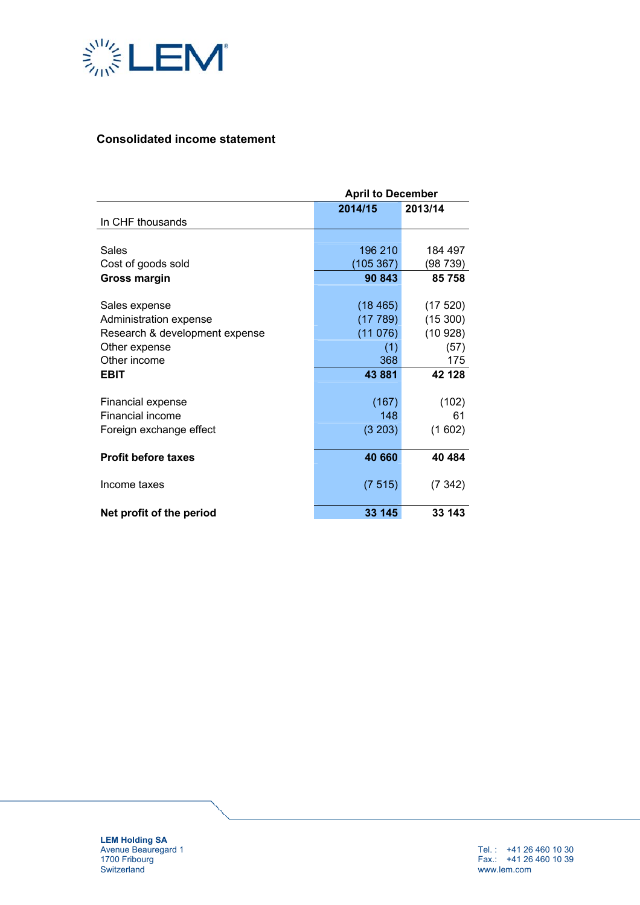## Consolidated income statement

| In CHF thousands | April to December 2014/15 | April to December 2013/14 |
|---|---|---|
| Sales | 196 210 | 184 497 |
| Cost of goods sold | (105 367) | (98 739) |
| **Gross margin** | **90 843** | **85 758** |
| Sales expense | (18 465) | (17 520) |
| Administration expense | (17 789) | (15 300) |
| Research & development expense | (11 076) | (10 928) |
| Other expense | (1) | (57) |
| Other income | 368 | 175 |
| **EBIT** | **43 881** | **42 128** |
| Financial expense | (167) | (102) |
| Financial income | 148 | 61 |
| Foreign exchange effect | (3 203) | (1 602) |
| **Profit before taxes** | **40 660** | **40 484** |
| Income taxes | (7 515) | (7 342) |
| **Net profit of the period** | **33 145** | **33 143** |

**LEM Holding SA**
Avenue Beauregard 1
1700 Fribourg
Switzerland

Tel. : +41 26 460 10 30
Fax.: +41 26 460 10 39
www.lem.com